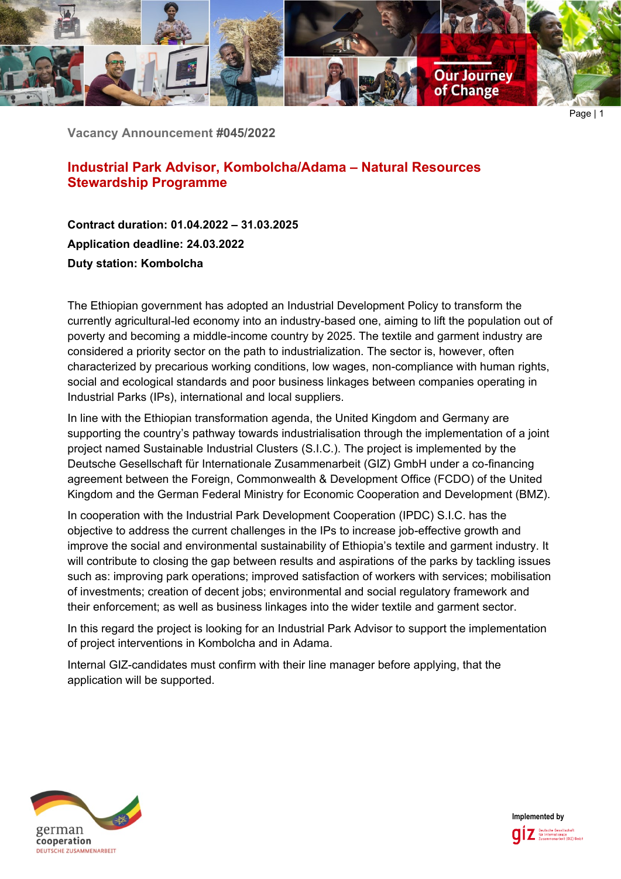Vacancy Announcement #045/2022

# Industrial Park Advisor, Kombolcha/Adama – Natural Resources Stewardship Programme

**Contract duration: 01.04.2022 – 31.03.2025**

**Application deadline: 24.03.2022**

**Duty station: Kombolcha**

The Ethiopian government has adopted an Industrial Development Policy to transform the currently agricultural-led economy into an industry-based one, aiming to lift the population out of poverty and becoming a middle-income country by 2025. The textile and garment industry are considered a priority sector on the path to industrialization. The sector is, however, often characterized by precarious working conditions, low wages, non-compliance with human rights, social and ecological standards and poor business linkages between companies operating in Industrial Parks (IPs), international and local suppliers.

In line with the Ethiopian transformation agenda, the United Kingdom and Germany are supporting the country's pathway towards industrialisation through the implementation of a joint project named Sustainable Industrial Clusters (S.I.C.). The project is implemented by the Deutsche Gesellschaft für Internationale Zusammenarbeit (GIZ) GmbH under a co-financing agreement between the Foreign, Commonwealth & Development Office (FCDO) of the United Kingdom and the German Federal Ministry for Economic Cooperation and Development (BMZ).

In cooperation with the Industrial Park Development Cooperation (IPDC) S.I.C. has the objective to address the current challenges in the IPs to increase job-effective growth and improve the social and environmental sustainability of Ethiopia's textile and garment industry. It will contribute to closing the gap between results and aspirations of the parks by tackling issues such as: improving park operations; improved satisfaction of workers with services; mobilisation of investments; creation of decent jobs; environmental and social regulatory framework and their enforcement; as well as business linkages into the wider textile and garment sector.

In this regard the project is looking for an Industrial Park Advisor to support the implementation of project interventions in Kombolcha and in Adama.

Internal GIZ-candidates must confirm with their line manager before applying, that the application will be supported.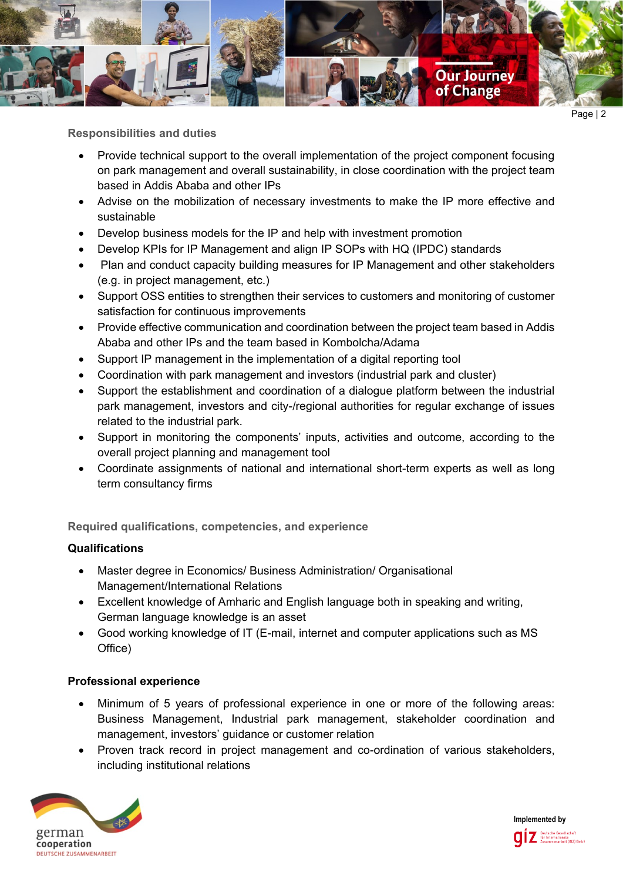## Responsibilities and duties

- Provide technical support to the overall implementation of the project component focusing on park management and overall sustainability, in close coordination with the project team based in Addis Ababa and other IPs
- Advise on the mobilization of necessary investments to make the IP more effective and sustainable
- Develop business models for the IP and help with investment promotion
- Develop KPIs for IP Management and align IP SOPs with HQ (IPDC) standards
- Plan and conduct capacity building measures for IP Management and other stakeholders (e.g. in project management, etc.)
- Support OSS entities to strengthen their services to customers and monitoring of customer satisfaction for continuous improvements
- Provide effective communication and coordination between the project team based in Addis Ababa and other IPs and the team based in Kombolcha/Adama
- Support IP management in the implementation of a digital reporting tool
- Coordination with park management and investors (industrial park and cluster)
- Support the establishment and coordination of a dialogue platform between the industrial park management, investors and city-/regional authorities for regular exchange of issues related to the industrial park.
- Support in monitoring the components' inputs, activities and outcome, according to the overall project planning and management tool
- Coordinate assignments of national and international short-term experts as well as long term consultancy firms

## Required qualifications, competencies, and experience

### Qualifications

- Master degree in Economics/ Business Administration/ Organisational Management/International Relations
- Excellent knowledge of Amharic and English language both in speaking and writing, German language knowledge is an asset
- Good working knowledge of IT (E-mail, internet and computer applications such as MS Office)

### Professional experience

- Minimum of 5 years of professional experience in one or more of the following areas: Business Management, Industrial park management, stakeholder coordination and management, investors' guidance or customer relation
- Proven track record in project management and co-ordination of various stakeholders, including institutional relations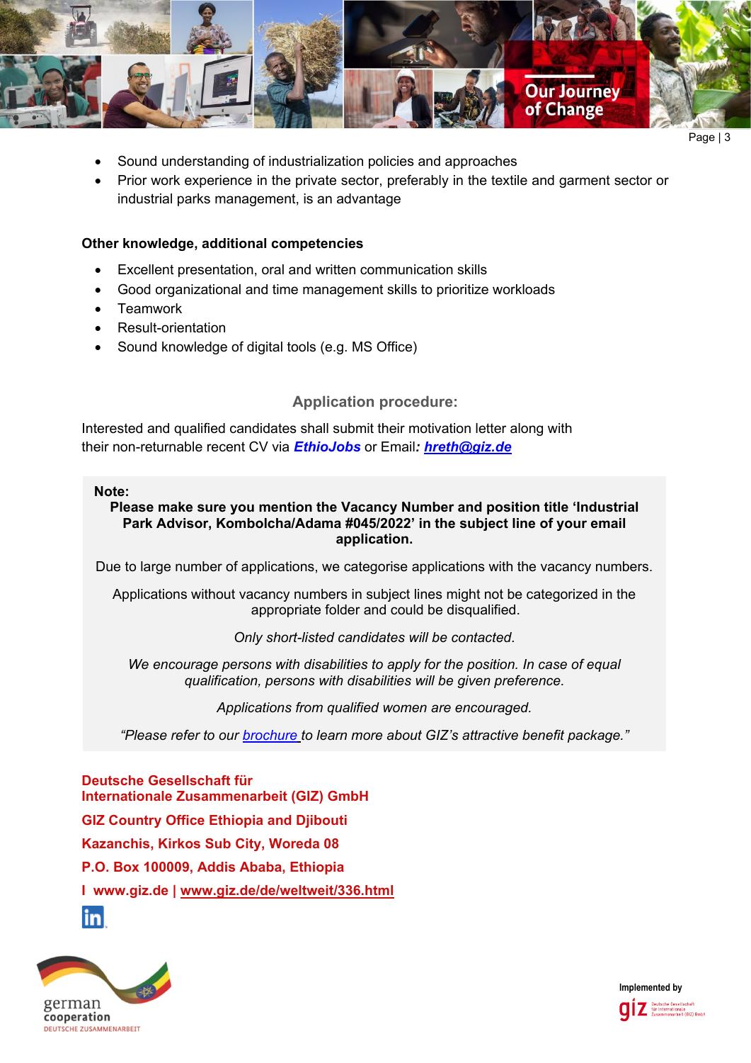- Sound understanding of industrialization policies and approaches
- Prior work experience in the private sector, preferably in the textile and garment sector or industrial parks management, is an advantage

**Other knowledge, additional competencies**

- Excellent presentation, oral and written communication skills
- Good organizational and time management skills to prioritize workloads
- Teamwork
- Result-orientation
- Sound knowledge of digital tools (e.g. MS Office)

## Application procedure:

Interested and qualified candidates shall submit their motivation letter along with their non-returnable recent CV via ***EthioJobs*** or Email***: hreth@giz.de***

**Note:**

**Please make sure you mention the Vacancy Number and position title 'Industrial Park Advisor, Kombolcha/Adama #045/2022' in the subject line of your email application.**

Due to large number of applications, we categorise applications with the vacancy numbers.

Applications without vacancy numbers in subject lines might not be categorized in the appropriate folder and could be disqualified.

*Only short-listed candidates will be contacted.*

*We encourage persons with disabilities to apply for the position. In case of equal qualification, persons with disabilities will be given preference.*

*Applications from qualified women are encouraged.*

*"Please refer to our brochure to learn more about GIZ's attractive benefit package."*

**Deutsche Gesellschaft für Internationale Zusammenarbeit (GIZ) GmbH**

**GIZ Country Office Ethiopia and Djibouti**

**Kazanchis, Kirkos Sub City, Woreda 08**

**P.O. Box 100009, Addis Ababa, Ethiopia**

**I www.giz.de | www.giz.de/de/weltweit/336.html**

german cooperation
DEUTSCHE ZUSAMMENARBEIT

Implemented by
giz Deutsche Gesellschaft für Internationale Zusammenarbeit (GIZ) GmbH